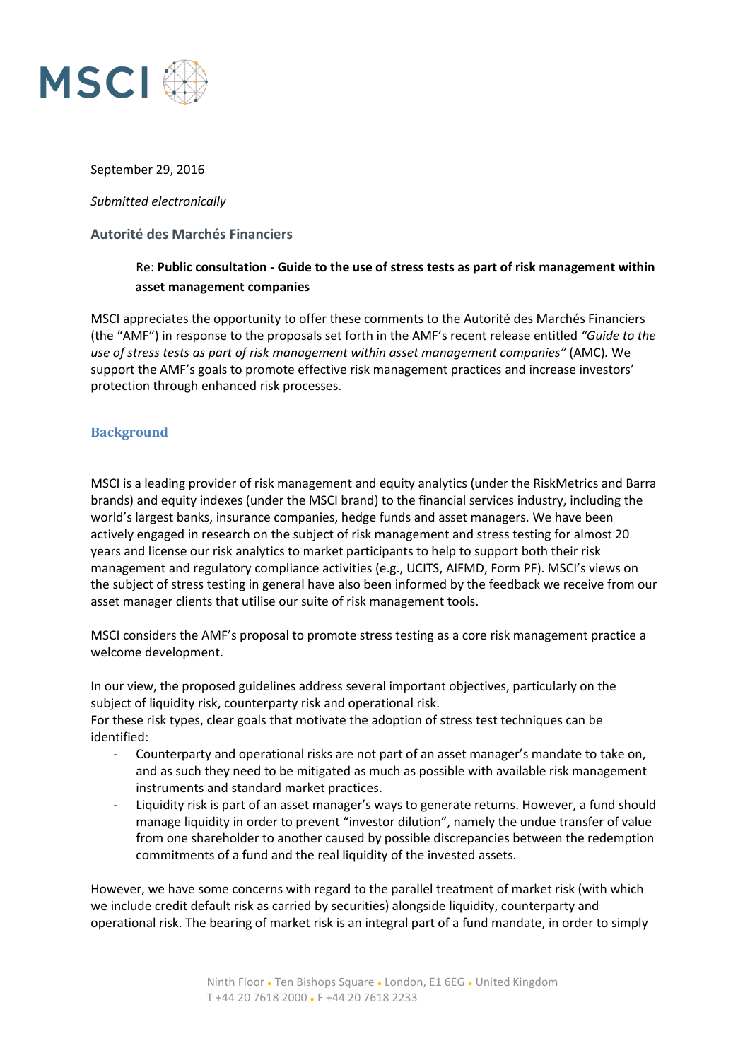MSCI

September 29, 2016

*Submitted electronically*

**Autorité des Marchés Financiers**

Re: **Public consultation - Guide to the use of stress tests as part of risk management within asset management companies**

MSCI appreciates the opportunity to offer these comments to the Autorité des Marchés Financiers (the "AMF") in response to the proposals set forth in the AMF's recent release entitled *"Guide to the use of stress tests as part of risk management within asset management companies"* (AMC). We support the AMF's goals to promote effective risk management practices and increase investors' protection through enhanced risk processes.

## Background

MSCI is a leading provider of risk management and equity analytics (under the RiskMetrics and Barra brands) and equity indexes (under the MSCI brand) to the financial services industry, including the world's largest banks, insurance companies, hedge funds and asset managers. We have been actively engaged in research on the subject of risk management and stress testing for almost 20 years and license our risk analytics to market participants to help to support both their risk management and regulatory compliance activities (e.g., UCITS, AIFMD, Form PF). MSCI's views on the subject of stress testing in general have also been informed by the feedback we receive from our asset manager clients that utilise our suite of risk management tools.

MSCI considers the AMF's proposal to promote stress testing as a core risk management practice a welcome development.

In our view, the proposed guidelines address several important objectives, particularly on the subject of liquidity risk, counterparty risk and operational risk.
For these risk types, clear goals that motivate the adoption of stress test techniques can be identified:

- Counterparty and operational risks are not part of an asset manager's mandate to take on, and as such they need to be mitigated as much as possible with available risk management instruments and standard market practices.
- Liquidity risk is part of an asset manager's ways to generate returns. However, a fund should manage liquidity in order to prevent "investor dilution", namely the undue transfer of value from one shareholder to another caused by possible discrepancies between the redemption commitments of a fund and the real liquidity of the invested assets.

However, we have some concerns with regard to the parallel treatment of market risk (with which we include credit default risk as carried by securities) alongside liquidity, counterparty and operational risk. The bearing of market risk is an integral part of a fund mandate, in order to simply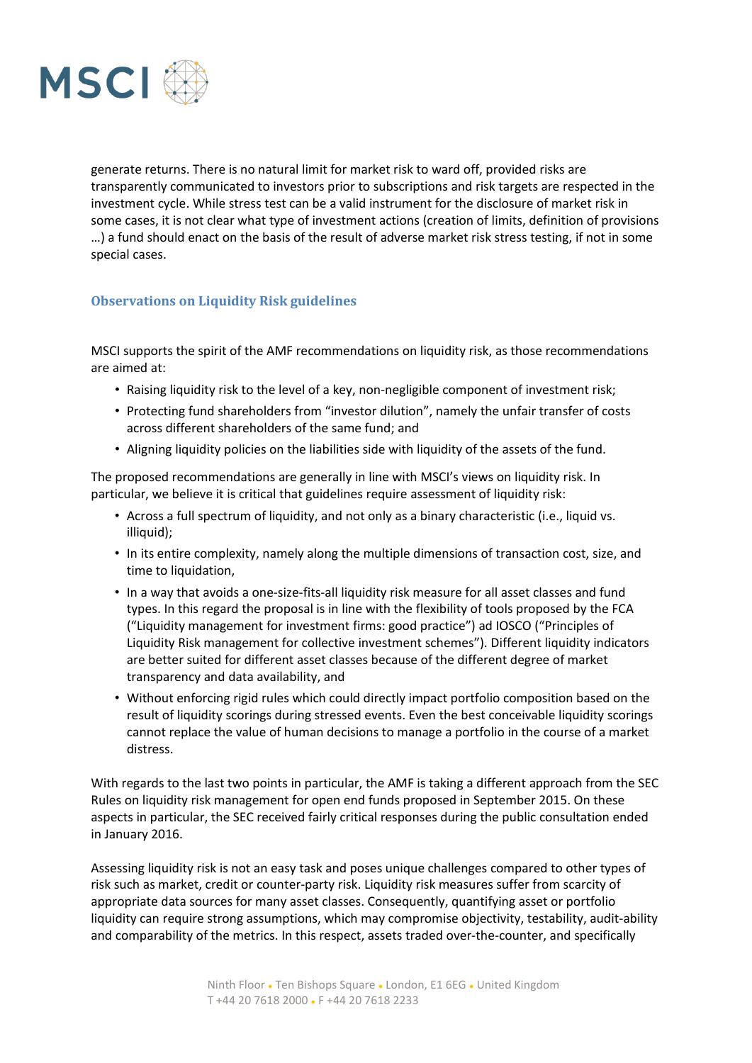generate returns. There is no natural limit for market risk to ward off, provided risks are transparently communicated to investors prior to subscriptions and risk targets are respected in the investment cycle. While stress test can be a valid instrument for the disclosure of market risk in some cases, it is not clear what type of investment actions (creation of limits, definition of provisions …) a fund should enact on the basis of the result of adverse market risk stress testing, if not in some special cases.

## Observations on Liquidity Risk guidelines

MSCI supports the spirit of the AMF recommendations on liquidity risk, as those recommendations are aimed at:

- Raising liquidity risk to the level of a key, non-negligible component of investment risk;
- Protecting fund shareholders from "investor dilution", namely the unfair transfer of costs across different shareholders of the same fund; and
- Aligning liquidity policies on the liabilities side with liquidity of the assets of the fund.

The proposed recommendations are generally in line with MSCI's views on liquidity risk. In particular, we believe it is critical that guidelines require assessment of liquidity risk:

- Across a full spectrum of liquidity, and not only as a binary characteristic (i.e., liquid vs. illiquid);
- In its entire complexity, namely along the multiple dimensions of transaction cost, size, and time to liquidation,
- In a way that avoids a one-size-fits-all liquidity risk measure for all asset classes and fund types. In this regard the proposal is in line with the flexibility of tools proposed by the FCA ("Liquidity management for investment firms: good practice") ad IOSCO ("Principles of Liquidity Risk management for collective investment schemes"). Different liquidity indicators are better suited for different asset classes because of the different degree of market transparency and data availability, and
- Without enforcing rigid rules which could directly impact portfolio composition based on the result of liquidity scorings during stressed events. Even the best conceivable liquidity scorings cannot replace the value of human decisions to manage a portfolio in the course of a market distress.

With regards to the last two points in particular, the AMF is taking a different approach from the SEC Rules on liquidity risk management for open end funds proposed in September 2015. On these aspects in particular, the SEC received fairly critical responses during the public consultation ended in January 2016.

Assessing liquidity risk is not an easy task and poses unique challenges compared to other types of risk such as market, credit or counter-party risk. Liquidity risk measures suffer from scarcity of appropriate data sources for many asset classes. Consequently, quantifying asset or portfolio liquidity can require strong assumptions, which may compromise objectivity, testability, audit-ability and comparability of the metrics. In this respect, assets traded over-the-counter, and specifically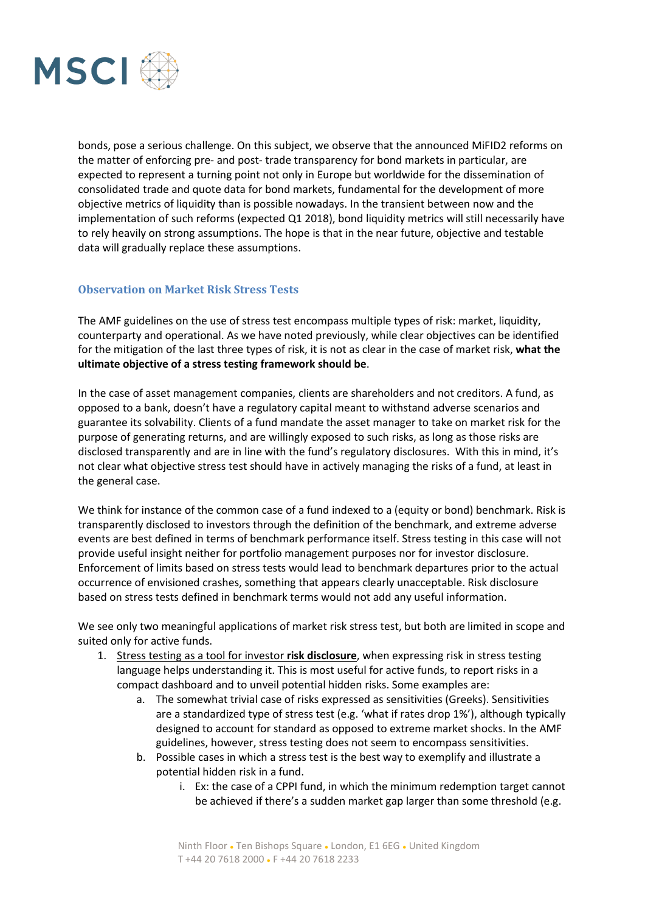bonds, pose a serious challenge. On this subject, we observe that the announced MiFID2 reforms on the matter of enforcing pre- and post- trade transparency for bond markets in particular, are expected to represent a turning point not only in Europe but worldwide for the dissemination of consolidated trade and quote data for bond markets, fundamental for the development of more objective metrics of liquidity than is possible nowadays. In the transient between now and the implementation of such reforms (expected Q1 2018), bond liquidity metrics will still necessarily have to rely heavily on strong assumptions. The hope is that in the near future, objective and testable data will gradually replace these assumptions.

### Observation on Market Risk Stress Tests

The AMF guidelines on the use of stress test encompass multiple types of risk: market, liquidity, counterparty and operational. As we have noted previously, while clear objectives can be identified for the mitigation of the last three types of risk, it is not as clear in the case of market risk, **what the ultimate objective of a stress testing framework should be**.

In the case of asset management companies, clients are shareholders and not creditors. A fund, as opposed to a bank, doesn't have a regulatory capital meant to withstand adverse scenarios and guarantee its solvability. Clients of a fund mandate the asset manager to take on market risk for the purpose of generating returns, and are willingly exposed to such risks, as long as those risks are disclosed transparently and are in line with the fund's regulatory disclosures. With this in mind, it's not clear what objective stress test should have in actively managing the risks of a fund, at least in the general case.

We think for instance of the common case of a fund indexed to a (equity or bond) benchmark. Risk is transparently disclosed to investors through the definition of the benchmark, and extreme adverse events are best defined in terms of benchmark performance itself. Stress testing in this case will not provide useful insight neither for portfolio management purposes nor for investor disclosure. Enforcement of limits based on stress tests would lead to benchmark departures prior to the actual occurrence of envisioned crashes, something that appears clearly unacceptable. Risk disclosure based on stress tests defined in benchmark terms would not add any useful information.

We see only two meaningful applications of market risk stress test, but both are limited in scope and suited only for active funds.

1. Stress testing as a tool for investor **risk disclosure**, when expressing risk in stress testing language helps understanding it. This is most useful for active funds, to report risks in a compact dashboard and to unveil potential hidden risks. Some examples are:
    a. The somewhat trivial case of risks expressed as sensitivities (Greeks). Sensitivities are a standardized type of stress test (e.g. 'what if rates drop 1%'), although typically designed to account for standard as opposed to extreme market shocks. In the AMF guidelines, however, stress testing does not seem to encompass sensitivities.
    b. Possible cases in which a stress test is the best way to exemplify and illustrate a potential hidden risk in a fund.
        i. Ex: the case of a CPPI fund, in which the minimum redemption target cannot be achieved if there's a sudden market gap larger than some threshold (e.g.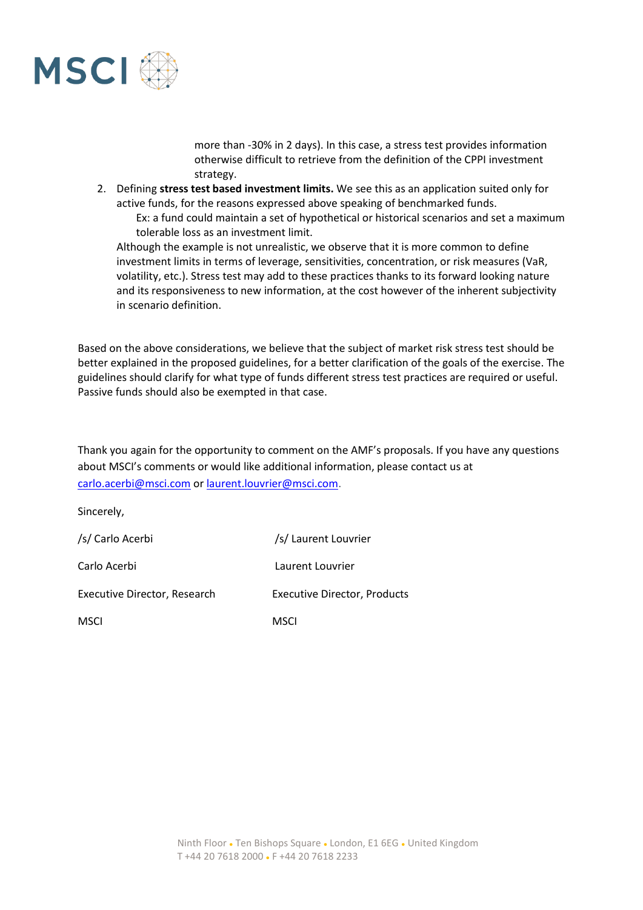more than -30% in 2 days). In this case, a stress test provides information otherwise difficult to retrieve from the definition of the CPPI investment strategy.

2. Defining **stress test based investment limits.** We see this as an application suited only for active funds, for the reasons expressed above speaking of benchmarked funds.

   Ex: a fund could maintain a set of hypothetical or historical scenarios and set a maximum tolerable loss as an investment limit.

   Although the example is not unrealistic, we observe that it is more common to define investment limits in terms of leverage, sensitivities, concentration, or risk measures (VaR, volatility, etc.). Stress test may add to these practices thanks to its forward looking nature and its responsiveness to new information, at the cost however of the inherent subjectivity in scenario definition.

Based on the above considerations, we believe that the subject of market risk stress test should be better explained in the proposed guidelines, for a better clarification of the goals of the exercise. The guidelines should clarify for what type of funds different stress test practices are required or useful. Passive funds should also be exempted in that case.

Thank you again for the opportunity to comment on the AMF's proposals. If you have any questions about MSCI's comments or would like additional information, please contact us at carlo.acerbi@msci.com or laurent.louvrier@msci.com.

Sincerely,

| | |
|---|---|
| /s/ Carlo Acerbi | /s/ Laurent Louvrier |
| Carlo Acerbi | Laurent Louvrier |
| Executive Director, Research | Executive Director, Products |
| MSCI | MSCI |